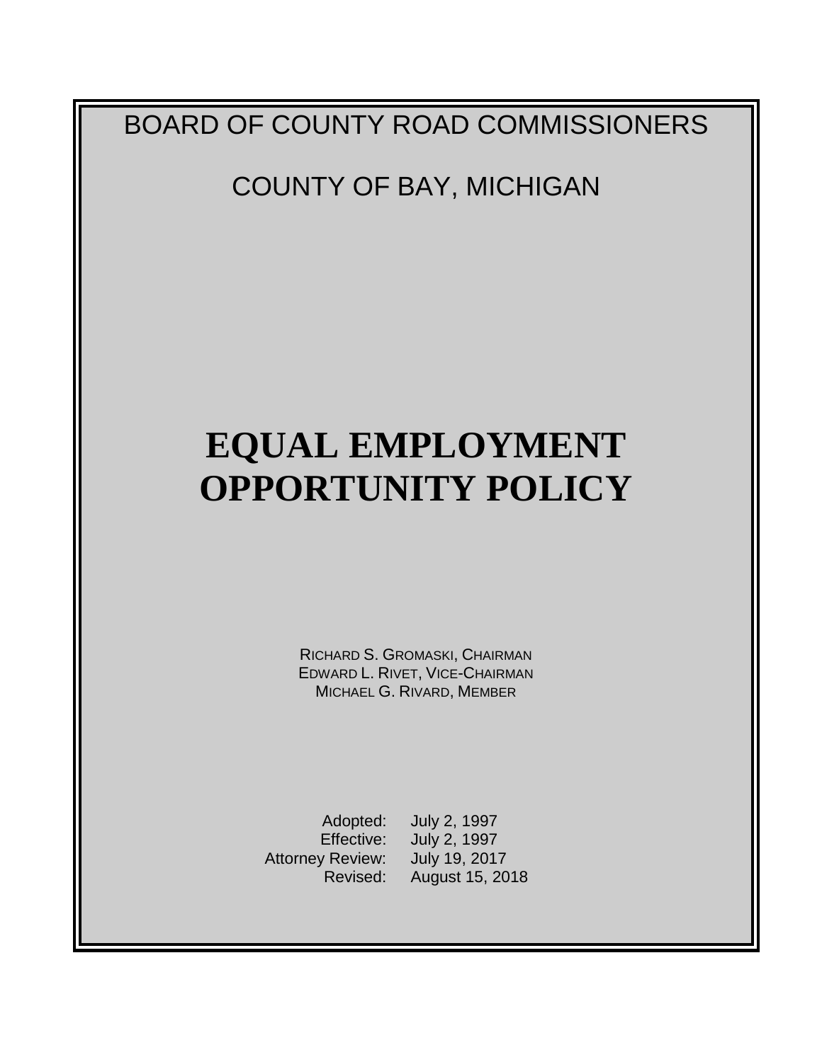BOARD OF COUNTY ROAD COMMISSIONERS

COUNTY OF BAY, MICHIGAN

# EQUAL EMPLOYMENT OPPORTUNITY POLICY

RICHARD S. GROMASKI, CHAIRMAN
EDWARD L. RIVET, VICE-CHAIRMAN
MICHAEL G. RIVARD, MEMBER

Adopted: July 2, 1997
Effective: July 2, 1997
Attorney Review: July 19, 2017
Revised: August 15, 2018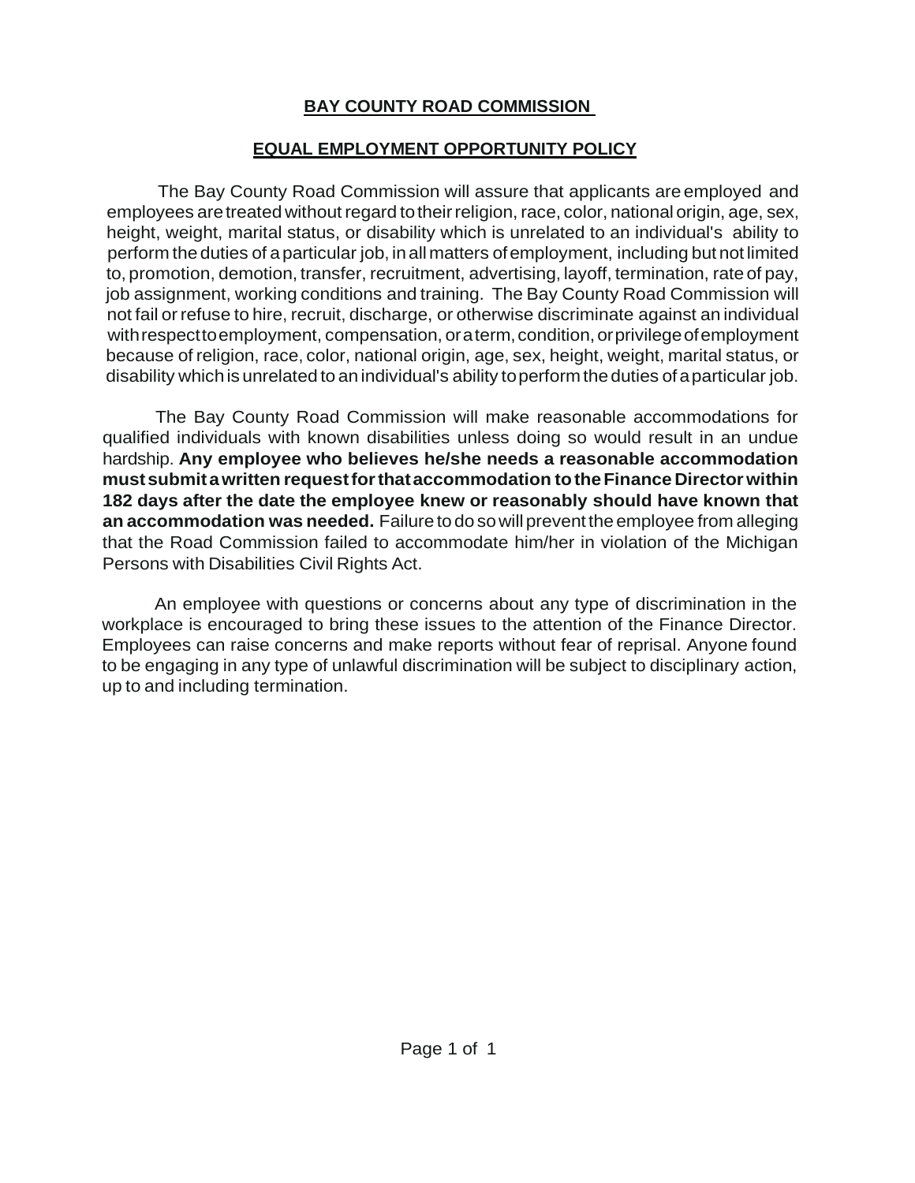## BAY COUNTY ROAD COMMISSION

## EQUAL EMPLOYMENT OPPORTUNITY POLICY

The Bay County Road Commission will assure that applicants are employed and employees are treated without regard to their religion, race, color, national origin, age, sex, height, weight, marital status, or disability which is unrelated to an individual's ability to perform the duties of a particular job, in all matters of employment, including but not limited to, promotion, demotion, transfer, recruitment, advertising, layoff, termination, rate of pay, job assignment, working conditions and training. The Bay County Road Commission will not fail or refuse to hire, recruit, discharge, or otherwise discriminate against an individual with respect to employment, compensation, or a term, condition, or privilege of employment because of religion, race, color, national origin, age, sex, height, weight, marital status, or disability which is unrelated to an individual's ability to perform the duties of a particular job.

The Bay County Road Commission will make reasonable accommodations for qualified individuals with known disabilities unless doing so would result in an undue hardship. **Any employee who believes he/she needs a reasonable accommodation must submit a written request for that accommodation to the Finance Director within 182 days after the date the employee knew or reasonably should have known that an accommodation was needed.** Failure to do so will prevent the employee from alleging that the Road Commission failed to accommodate him/her in violation of the Michigan Persons with Disabilities Civil Rights Act.

An employee with questions or concerns about any type of discrimination in the workplace is encouraged to bring these issues to the attention of the Finance Director. Employees can raise concerns and make reports without fear of reprisal. Anyone found to be engaging in any type of unlawful discrimination will be subject to disciplinary action, up to and including termination.